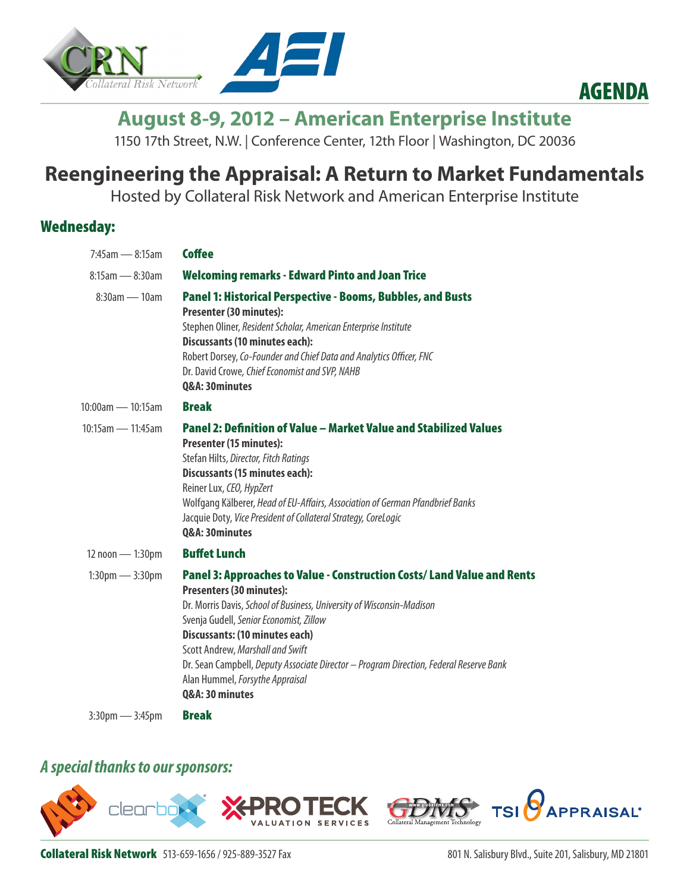# AGENDA

## August 8-9, 2012 – American Enterprise Institute

1150 17th Street, N.W. | Conference Center, 12th Floor | Washington, DC 20036

# Reengineering the Appraisal: A Return to Market Fundamentals

Hosted by Collateral Risk Network and American Enterprise Institute

## Wednesday:

7:45am — 8:15am **Coffee**

8:15am — 8:30am **Welcoming remarks - Edward Pinto and Joan Trice**

8:30am — 10am **Panel 1: Historical Perspective - Booms, Bubbles, and Busts**

**Presenter (30 minutes):**
Stephen Oliner, *Resident Scholar, American Enterprise Institute*
**Discussants (10 minutes each):**
Robert Dorsey, *Co-Founder and Chief Data and Analytics Officer, FNC*
Dr. David Crowe, *Chief Economist and SVP, NAHB*
**Q&A: 30minutes**

10:00am — 10:15am **Break**

10:15am — 11:45am **Panel 2: Definition of Value – Market Value and Stabilized Values**

**Presenter (15 minutes):**
Stefan Hilts, *Director, Fitch Ratings*
**Discussants (15 minutes each):**
Reiner Lux, *CEO, HypZert*
Wolfgang Kälberer, *Head of EU-Affairs, Association of German Pfandbrief Banks*
Jacquie Doty, *Vice President of Collateral Strategy, CoreLogic*
**Q&A: 30minutes**

12 noon — 1:30pm **Buffet Lunch**

1:30pm — 3:30pm **Panel 3: Approaches to Value - Construction Costs/ Land Value and Rents**

**Presenters (30 minutes):**
Dr. Morris Davis, *School of Business, University of Wisconsin-Madison*
Svenja Gudell, *Senior Economist, Zillow*
**Discussants: (10 minutes each)**
Scott Andrew, *Marshall and Swift*
Dr. Sean Campbell, *Deputy Associate Director – Program Direction, Federal Reserve Bank*
Alan Hummel, *Forsythe Appraisal*
**Q&A: 30 minutes**

3:30pm — 3:45pm **Break**

### *A special thanks to our sponsors:*

**Collateral Risk Network** 513-659-1656 / 925-889-3527 Fax 801 N. Salisbury Blvd., Suite 201, Salisbury, MD 21801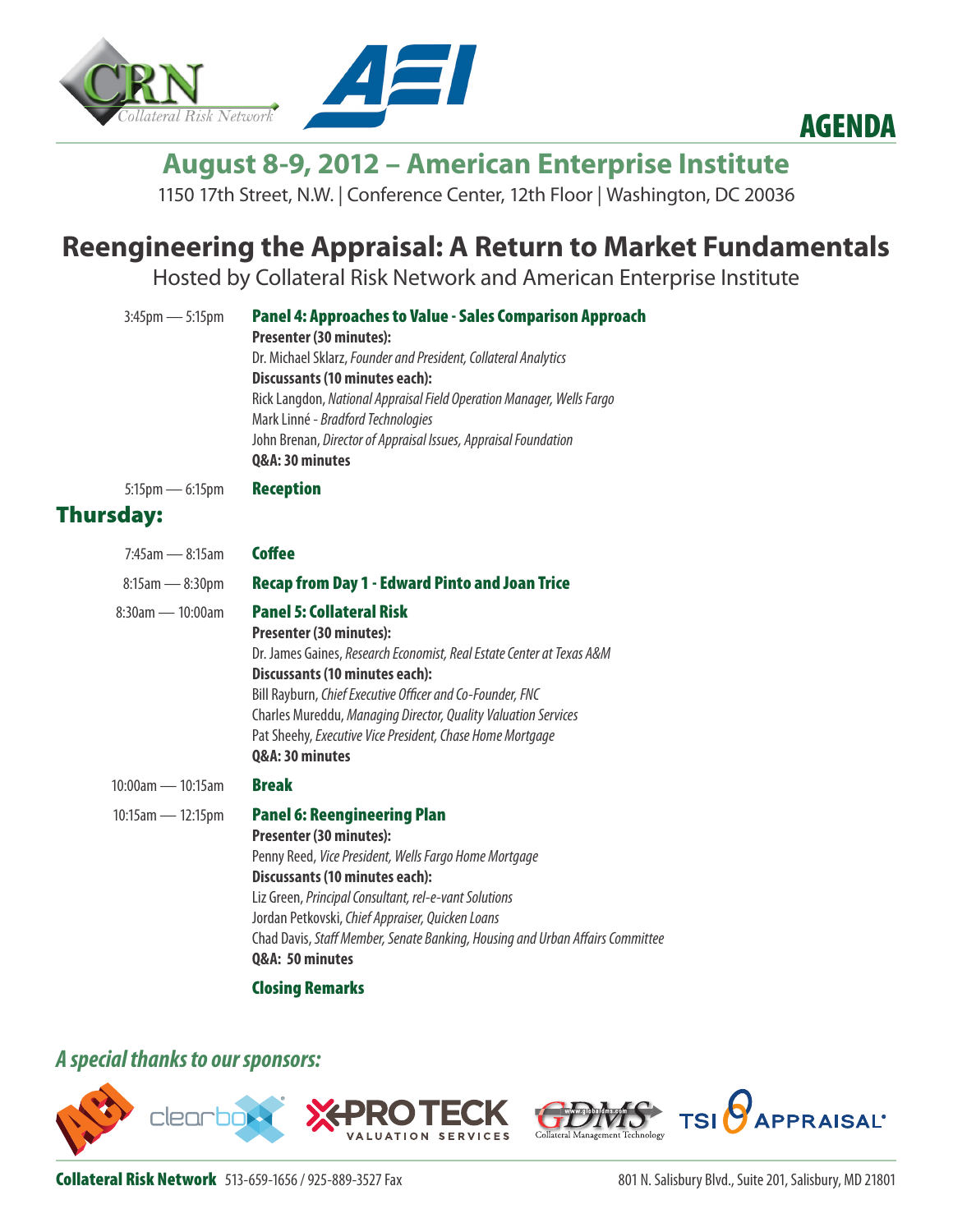# AGENDA

## August 8-9, 2012 – American Enterprise Institute

1150 17th Street, N.W. | Conference Center, 12th Floor | Washington, DC 20036

# Reengineering the Appraisal: A Return to Market Fundamentals

Hosted by Collateral Risk Network and American Enterprise Institute

3:45pm — 5:15pm **Panel 4: Approaches to Value - Sales Comparison Approach**

**Presenter (30 minutes):**
Dr. Michael Sklarz, *Founder and President, Collateral Analytics*
**Discussants (10 minutes each):**
Rick Langdon, *National Appraisal Field Operation Manager, Wells Fargo*
Mark Linné - *Bradford Technologies*
John Brenan, *Director of Appraisal Issues, Appraisal Foundation*
**Q&A: 30 minutes**

5:15pm — 6:15pm **Reception**

## Thursday:

7:45am — 8:15am **Coffee**

8:15am — 8:30pm **Recap from Day 1 - Edward Pinto and Joan Trice**

8:30am — 10:00am **Panel 5: Collateral Risk**

**Presenter (30 minutes):**
Dr. James Gaines, *Research Economist, Real Estate Center at Texas A&M*
**Discussants (10 minutes each):**
Bill Rayburn, *Chief Executive Officer and Co-Founder, FNC*
Charles Mureddu, *Managing Director, Quality Valuation Services*
Pat Sheehy, *Executive Vice President, Chase Home Mortgage*
**Q&A: 30 minutes**

10:00am — 10:15am **Break**

10:15am — 12:15pm **Panel 6: Reengineering Plan**

**Presenter (30 minutes):**
Penny Reed, *Vice President, Wells Fargo Home Mortgage*
**Discussants (10 minutes each):**
Liz Green, *Principal Consultant, rel-e-vant Solutions*
Jordan Petkovski, *Chief Appraiser, Quicken Loans*
Chad Davis, *Staff Member, Senate Banking, Housing and Urban Affairs Committee*
**Q&A: 50 minutes**

**Closing Remarks**

*A special thanks to our sponsors:*

**Collateral Risk Network** 513-659-1656 / 925-889-3527 Fax — 801 N. Salisbury Blvd., Suite 201, Salisbury, MD 21801